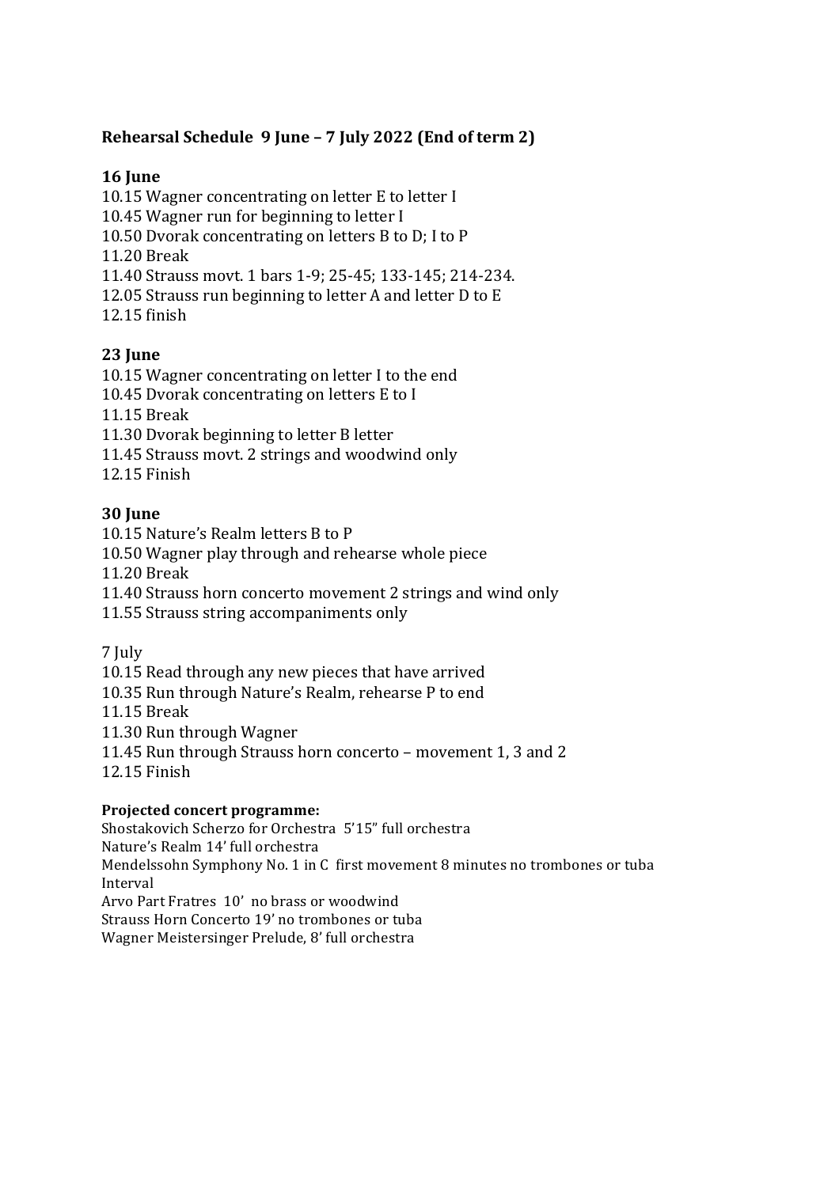**Rehearsal Schedule 9 June – 7 July 2022 (End of term 2)**

**16 June**

10.15 Wagner concentrating on letter E to letter I
10.45 Wagner run for beginning to letter I
10.50 Dvorak concentrating on letters B to D; I to P
11.20 Break
11.40 Strauss movt. 1 bars 1-9; 25-45; 133-145; 214-234.
12.05 Strauss run beginning to letter A and letter D to E
12.15 finish

**23 June**

10.15 Wagner concentrating on letter I to the end
10.45 Dvorak concentrating on letters E to I
11.15 Break
11.30 Dvorak beginning to letter B letter
11.45 Strauss movt. 2 strings and woodwind only
12.15 Finish

**30 June**

10.15 Nature's Realm letters B to P
10.50 Wagner play through and rehearse whole piece
11.20 Break
11.40 Strauss horn concerto movement 2 strings and wind only
11.55 Strauss string accompaniments only

7 July

10.15 Read through any new pieces that have arrived
10.35 Run through Nature's Realm, rehearse P to end
11.15 Break
11.30 Run through Wagner
11.45 Run through Strauss horn concerto – movement 1, 3 and 2
12.15 Finish

**Projected concert programme:**

Shostakovich Scherzo for Orchestra 5'15" full orchestra
Nature's Realm 14' full orchestra
Mendelssohn Symphony No. 1 in C first movement 8 minutes no trombones or tuba
Interval
Arvo Part Fratres 10' no brass or woodwind
Strauss Horn Concerto 19' no trombones or tuba
Wagner Meistersinger Prelude, 8' full orchestra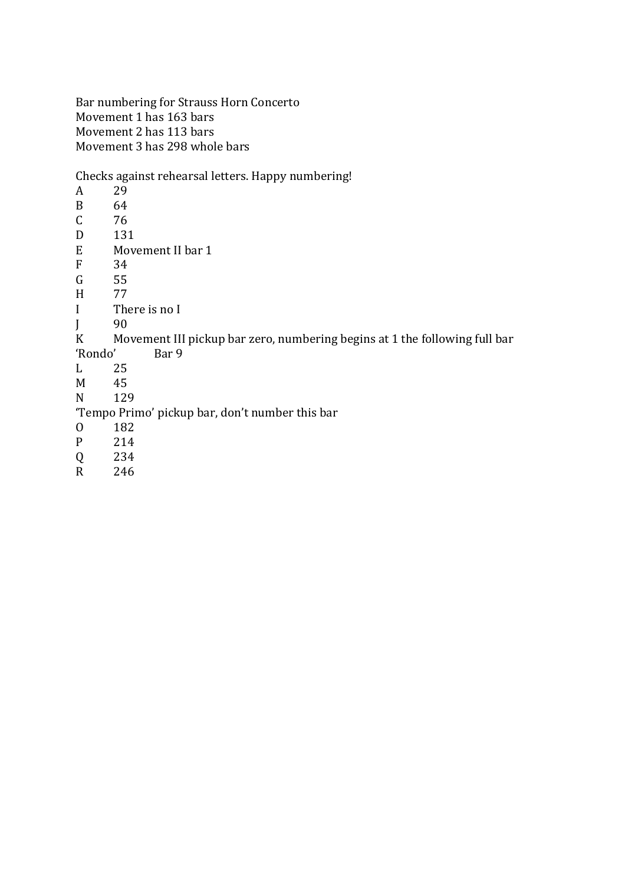Bar numbering for Strauss Horn Concerto
Movement 1 has 163 bars
Movement 2 has 113 bars
Movement 3 has 298 whole bars

Checks against rehearsal letters. Happy numbering!

| | |
|---|---|
| A | 29 |
| B | 64 |
| C | 76 |
| D | 131 |
| E | Movement II bar 1 |
| F | 34 |
| G | 55 |
| H | 77 |
| I | There is no I |
| J | 90 |
| K | Movement III pickup bar zero, numbering begins at 1 the following full bar |
| 'Rondo' | Bar 9 |
| L | 25 |
| M | 45 |
| N | 129 |
| 'Tempo Primo' pickup bar, don't number this bar | |
| O | 182 |
| P | 214 |
| Q | 234 |
| R | 246 |